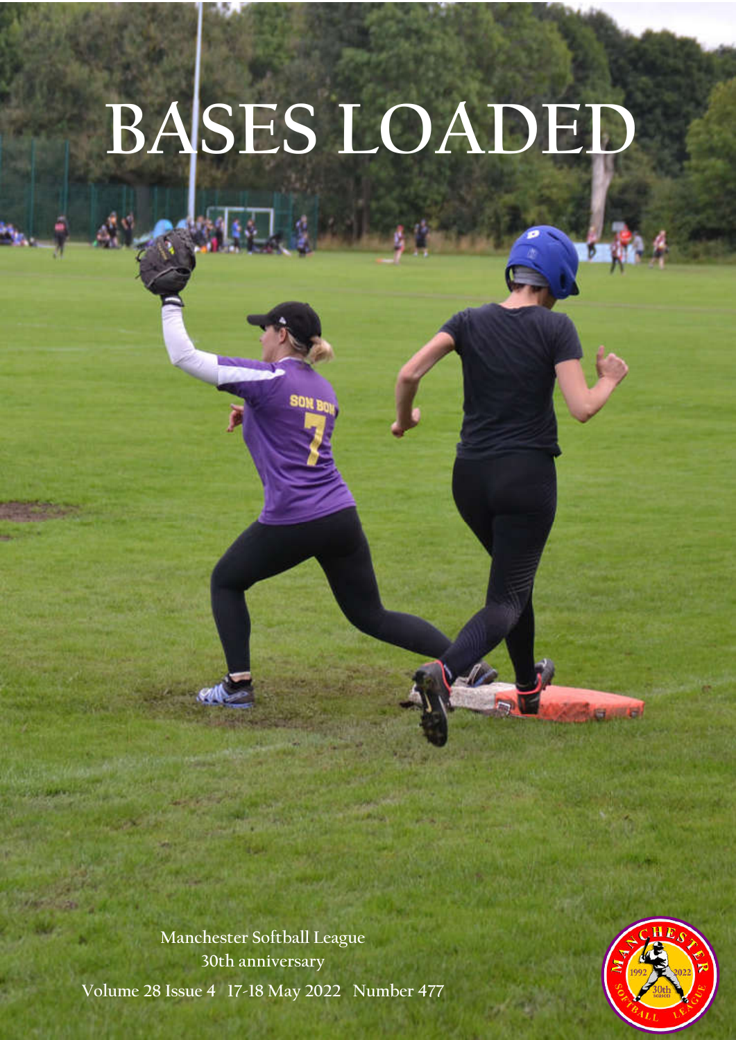# BASES LOADED

Manchester Softball League
30th anniversary

Volume 28 Issue 4 17-18 May 2022 Number 477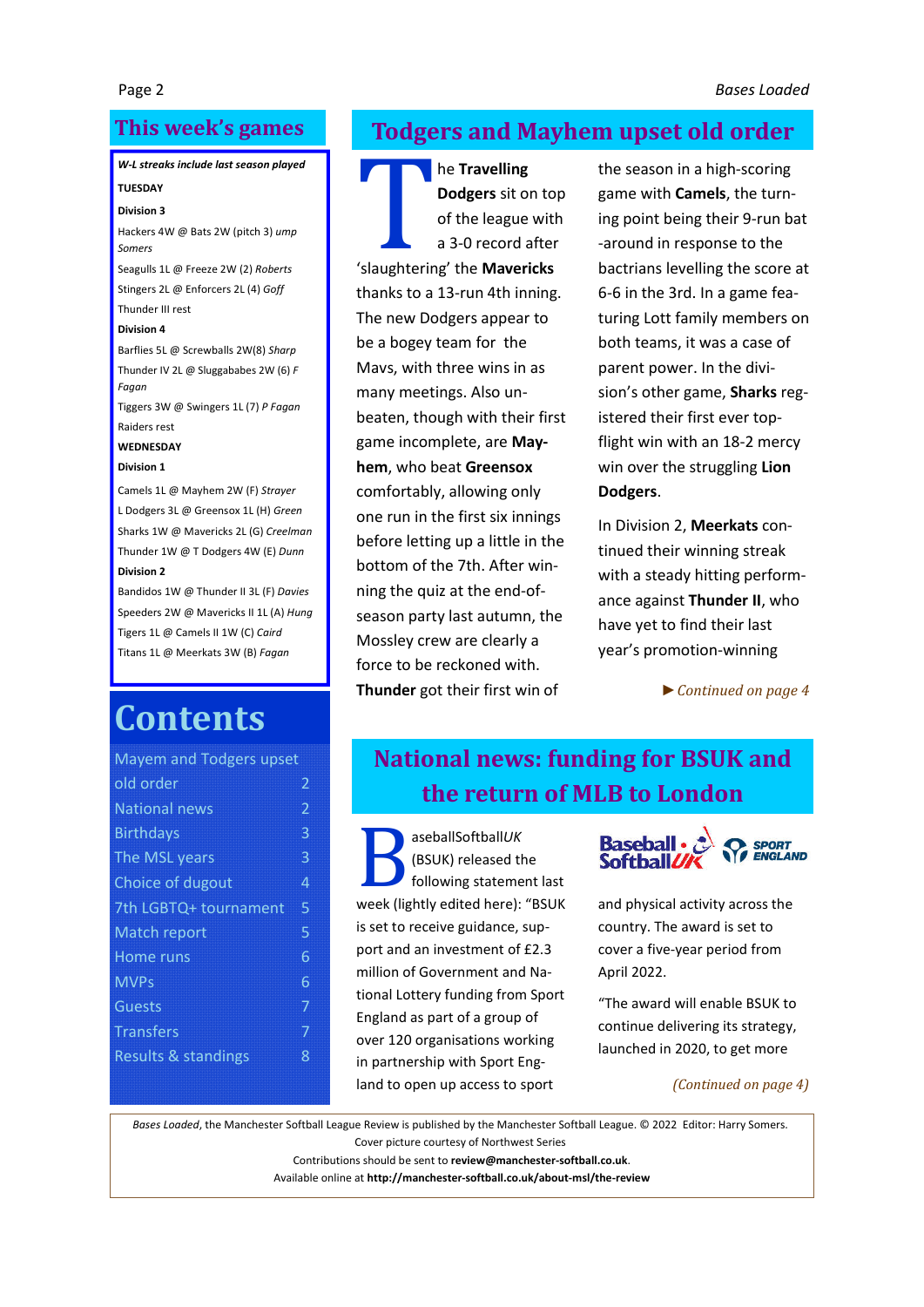## This week's games

*W-L streaks include last season played*

**TUESDAY**

**Division 3**

Hackers 4W @ Bats 2W (pitch 3) *ump Somers*

Seagulls 1L @ Freeze 2W (2) *Roberts*

Stingers 2L @ Enforcers 2L (4) *Goff*

Thunder III rest

**Division 4**

Barflies 5L @ Screwballs 2W(8) *Sharp*

Thunder IV 2L @ Sluggababes 2W (6) *F Fagan*

Tiggers 3W @ Swingers 1L (7) *P Fagan*

Raiders rest

**WEDNESDAY**

**Division 1**

Camels 1L @ Mayhem 2W (F) *Strayer*

L Dodgers 3L @ Greensox 1L (H) *Green*

Sharks 1W @ Mavericks 2L (G) *Creelman*

Thunder 1W @ T Dodgers 4W (E) *Dunn*

**Division 2**

Bandidos 1W @ Thunder II 3L (F) *Davies*

Speeders 2W @ Mavericks II 1L (A) *Hung*

Tigers 1L @ Camels II 1W (C) *Caird*

Titans 1L @ Meerkats 3W (B) *Fagan*

## Contents

| | |
|---|---|
| Mayem and Todgers upset old order | 2 |
| National news | 2 |
| Birthdays | 3 |
| The MSL years | 3 |
| Choice of dugout | 4 |
| 7th LGBTQ+ tournament | 5 |
| Match report | 5 |
| Home runs | 6 |
| MVPs | 6 |
| Guests | 7 |
| Transfers | 7 |
| Results & standings | 8 |

## Todgers and Mayhem upset old order

The **Travelling Dodgers** sit on top of the league with a 3-0 record after 'slaughtering' the **Mavericks** thanks to a 13-run 4th inning. The new Dodgers appear to be a bogey team for the Mavs, with three wins in as many meetings. Also unbeaten, though with their first game incomplete, are **Mayhem**, who beat **Greensox** comfortably, allowing only one run in the first six innings before letting up a little in the bottom of the 7th. After winning the quiz at the end-of-season party last autumn, the Mossley crew are clearly a force to be reckoned with.

**Thunder** got their first win of the season in a high-scoring game with **Camels**, the turning point being their 9-run bat-around in response to the bactrians levelling the score at 6-6 in the 3rd. In a game featuring Lott family members on both teams, it was a case of parent power. In the division's other game, **Sharks** registered their first ever top-flight win with an 18-2 mercy win over the struggling **Lion Dodgers**.

In Division 2, **Meerkats** continued their winning streak with a steady hitting performance against **Thunder II**, who have yet to find their last year's promotion-winning

*►Continued on page 4*

## National news: funding for BSUK and the return of MLB to London

BaseballSoftball*UK* (BSUK) released the following statement last week (lightly edited here): "BSUK is set to receive guidance, support and an investment of £2.3 million of Government and National Lottery funding from Sport England as part of a group of over 120 organisations working in partnership with Sport England to open up access to sport and physical activity across the country. The award is set to cover a five-year period from April 2022.

"The award will enable BSUK to continue delivering its strategy, launched in 2020, to get more

*(Continued on page 4)*

*Bases Loaded*, the Manchester Softball League Review is published by the Manchester Softball League. © 2022 Editor: Harry Somers.
Cover picture courtesy of Northwest Series
Contributions should be sent to **review@manchester-softball.co.uk**.
Available online at **http://manchester-softball.co.uk/about-msl/the-review**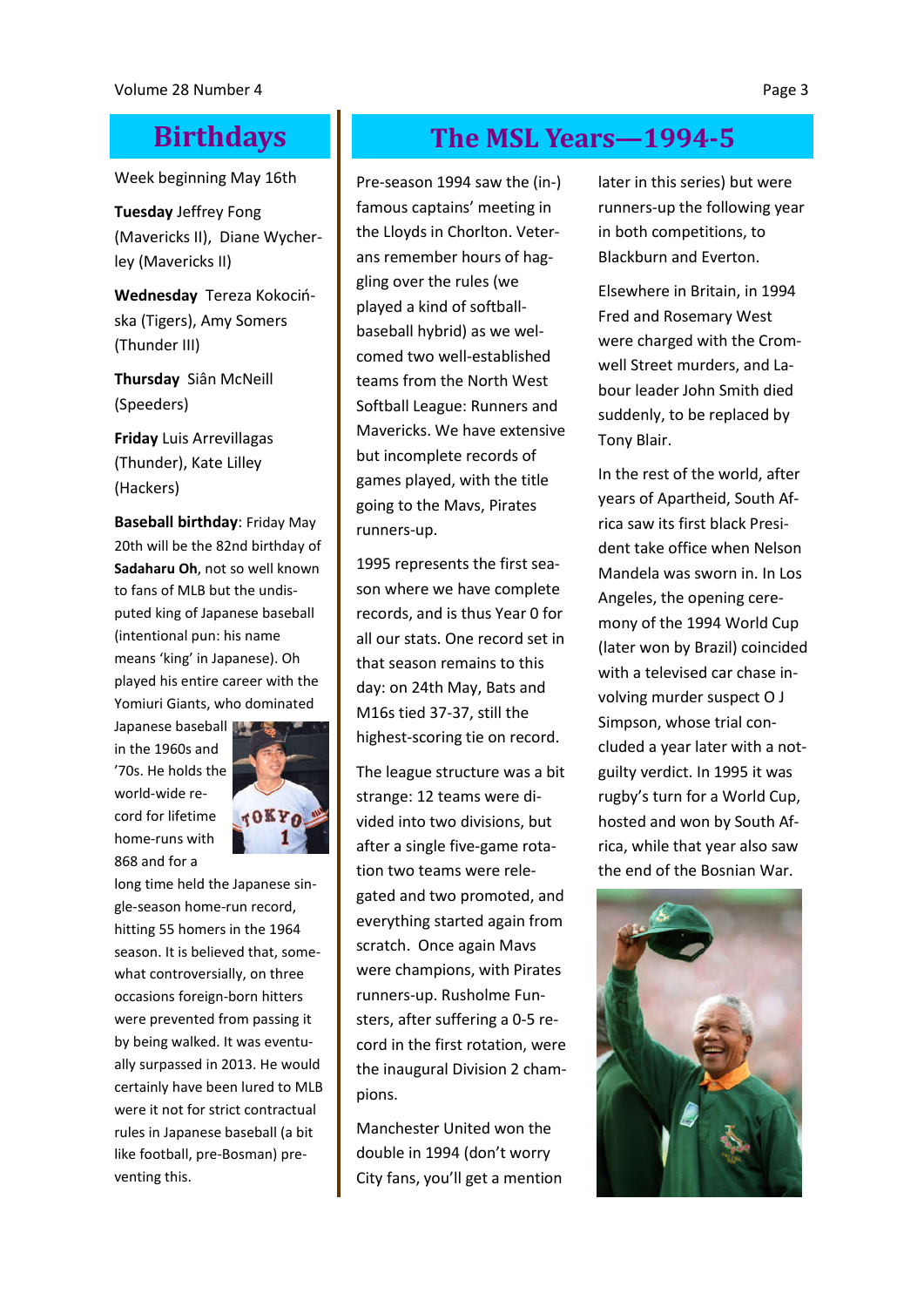# Birthdays

Week beginning May 16th

**Tuesday** Jeffrey Fong (Mavericks II), Diane Wycherley (Mavericks II)

**Wednesday** Tereza Kokocińska (Tigers), Amy Somers (Thunder III)

**Thursday** Siân McNeill (Speeders)

**Friday** Luis Arrevillagas (Thunder), Kate Lilley (Hackers)

**Baseball birthday**: Friday May 20th will be the 82nd birthday of **Sadaharu Oh**, not so well known to fans of MLB but the undisputed king of Japanese baseball (intentional pun: his name means 'king' in Japanese). Oh played his entire career with the Yomiuri Giants, who dominated Japanese baseball in the 1960s and '70s. He holds the world-wide record for lifetime home-runs with 868 and for a long time held the Japanese single-season home-run record, hitting 55 homers in the 1964 season. It is believed that, somewhat controversially, on three occasions foreign-born hitters were prevented from passing it by being walked. It was eventually surpassed in 2013. He would certainly have been lured to MLB were it not for strict contractual rules in Japanese baseball (a bit like football, pre-Bosman) preventing this.

# The MSL Years—1994-5

Pre-season 1994 saw the (in-)famous captains' meeting in the Lloyds in Chorlton. Veterans remember hours of haggling over the rules (we played a kind of softball-baseball hybrid) as we welcomed two well-established teams from the North West Softball League: Runners and Mavericks. We have extensive but incomplete records of games played, with the title going to the Mavs, Pirates runners-up.

1995 represents the first season where we have complete records, and is thus Year 0 for all our stats. One record set in that season remains to this day: on 24th May, Bats and M16s tied 37-37, still the highest-scoring tie on record.

The league structure was a bit strange: 12 teams were divided into two divisions, but after a single five-game rotation two teams were relegated and two promoted, and everything started again from scratch. Once again Mavs were champions, with Pirates runners-up. Rusholme Funsters, after suffering a 0-5 record in the first rotation, were the inaugural Division 2 champions.

Manchester United won the double in 1994 (don't worry City fans, you'll get a mention later in this series) but were runners-up the following year in both competitions, to Blackburn and Everton.

Elsewhere in Britain, in 1994 Fred and Rosemary West were charged with the Cromwell Street murders, and Labour leader John Smith died suddenly, to be replaced by Tony Blair.

In the rest of the world, after years of Apartheid, South Africa saw its first black President take office when Nelson Mandela was sworn in. In Los Angeles, the opening ceremony of the 1994 World Cup (later won by Brazil) coincided with a televised car chase involving murder suspect O J Simpson, whose trial concluded a year later with a not-guilty verdict. In 1995 it was rugby's turn for a World Cup, hosted and won by South Africa, while that year also saw the end of the Bosnian War.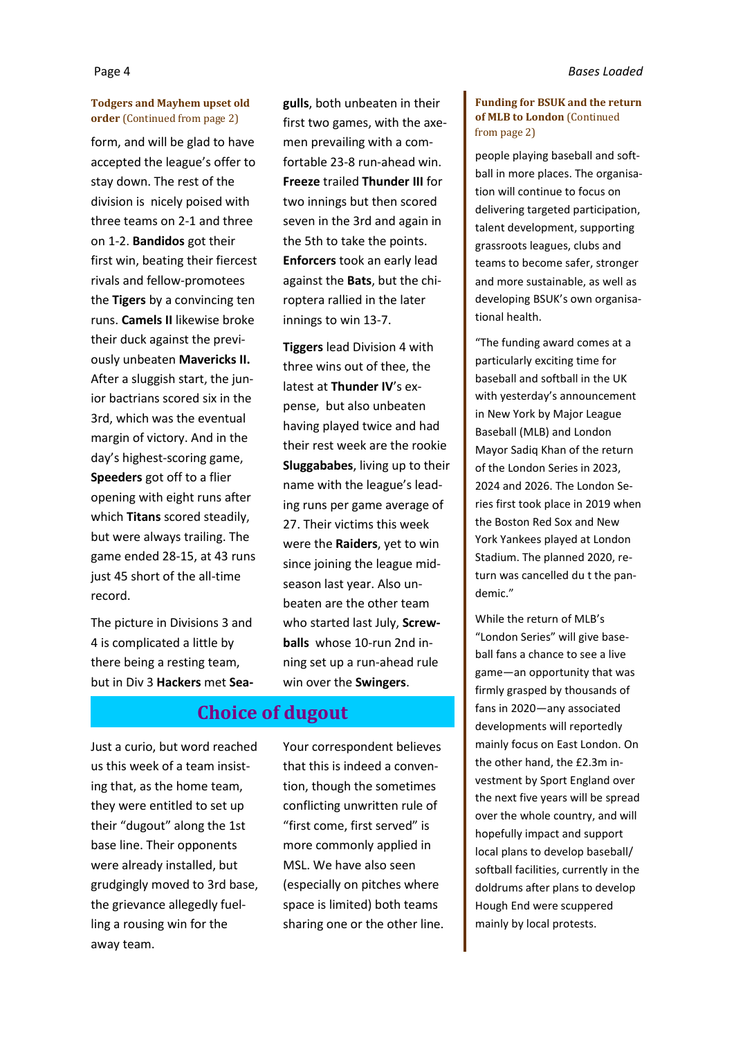**Todgers and Mayhem upset old order** (Continued from page 2)

form, and will be glad to have accepted the league's offer to stay down. The rest of the division is nicely poised with three teams on 2-1 and three on 1-2. **Bandidos** got their first win, beating their fiercest rivals and fellow-promotees the **Tigers** by a convincing ten runs. **Camels II** likewise broke their duck against the previously unbeaten **Mavericks II.** After a sluggish start, the junior bactrians scored six in the 3rd, which was the eventual margin of victory. And in the day's highest-scoring game, **Speeders** got off to a flier opening with eight runs after which **Titans** scored steadily, but were always trailing. The game ended 28-15, at 43 runs just 45 short of the all-time record.

The picture in Divisions 3 and 4 is complicated a little by there being a resting team, but in Div 3 **Hackers** met **Seagulls**, both unbeaten in their first two games, with the axemen prevailing with a comfortable 23-8 run-ahead win. **Freeze** trailed **Thunder III** for two innings but then scored seven in the 3rd and again in the 5th to take the points. **Enforcers** took an early lead against the **Bats**, but the chiroptera rallied in the later innings to win 13-7.

**Tiggers** lead Division 4 with three wins out of thee, the latest at **Thunder IV**'s expense, but also unbeaten having played twice and had their rest week are the rookie **Sluggababes**, living up to their name with the league's leading runs per game average of 27. Their victims this week were the **Raiders**, yet to win since joining the league mid-season last year. Also unbeaten are the other team who started last July, **Screwballs** whose 10-run 2nd inning set up a run-ahead rule win over the **Swingers**.

## Choice of dugout

Just a curio, but word reached us this week of a team insisting that, as the home team, they were entitled to set up their "dugout" along the 1st base line. Their opponents were already installed, but grudgingly moved to 3rd base, the grievance allegedly fuelling a rousing win for the away team.

Your correspondent believes that this is indeed a convention, though the sometimes conflicting unwritten rule of "first come, first served" is more commonly applied in MSL. We have also seen (especially on pitches where space is limited) both teams sharing one or the other line.

**Funding for BSUK and the return of MLB to London** (Continued from page 2)

people playing baseball and softball in more places. The organisation will continue to focus on delivering targeted participation, talent development, supporting grassroots leagues, clubs and teams to become safer, stronger and more sustainable, as well as developing BSUK's own organisational health.

"The funding award comes at a particularly exciting time for baseball and softball in the UK with yesterday's announcement in New York by Major League Baseball (MLB) and London Mayor Sadiq Khan of the return of the London Series in 2023, 2024 and 2026. The London Series first took place in 2019 when the Boston Red Sox and New York Yankees played at London Stadium. The planned 2020, return was cancelled du t the pandemic."

While the return of MLB's "London Series" will give baseball fans a chance to see a live game—an opportunity that was firmly grasped by thousands of fans in 2020—any associated developments will reportedly mainly focus on East London. On the other hand, the £2.3m investment by Sport England over the next five years will be spread over the whole country, and will hopefully impact and support local plans to develop baseball/softball facilities, currently in the doldrums after plans to develop Hough End were scuppered mainly by local protests.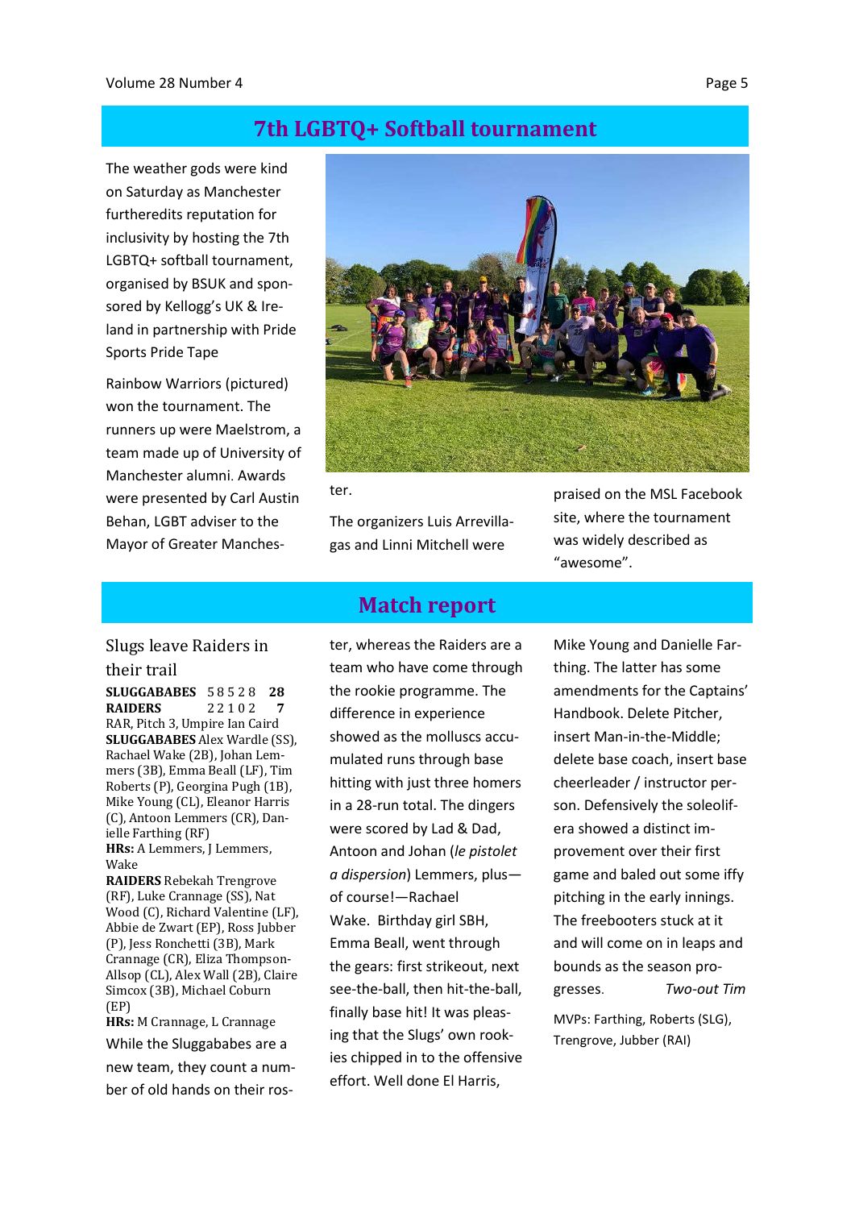## 7th LGBTQ+ Softball tournament

The weather gods were kind on Saturday as Manchester furtheredits reputation for inclusivity by hosting the 7th LGBTQ+ softball tournament, organised by BSUK and sponsored by Kellogg's UK & Ireland in partnership with Pride Sports Pride Tape

Rainbow Warriors (pictured) won the tournament. The runners up were Maelstrom, a team made up of University of Manchester alumni. Awards were presented by Carl Austin Behan, LGBT adviser to the Mayor of Greater Manchester.

The organizers Luis Arrevillagas and Linni Mitchell were praised on the MSL Facebook site, where the tournament was widely described as "awesome".

## Match report

### Slugs leave Raiders in their trail

| | | |
|---|---|---|
| **SLUGGABABES** | 5 8 5 2 8 | **28** |
| **RAIDERS** | 2 2 1 0 2 | **7** |

RAR, Pitch 3, Umpire Ian Caird

**SLUGGABABES** Alex Wardle (SS), Rachael Wake (2B), Johan Lemmers (3B), Emma Beall (LF), Tim Roberts (P), Georgina Pugh (1B), Mike Young (CL), Eleanor Harris (C), Antoon Lemmers (CR), Danielle Farthing (RF)

**HRs:** A Lemmers, J Lemmers, Wake

**RAIDERS** Rebekah Trengrove (RF), Luke Crannage (SS), Nat Wood (C), Richard Valentine (LF), Abbie de Zwart (EP), Ross Jubber (P), Jess Ronchetti (3B), Mark Crannage (CR), Eliza Thompson-Allsop (CL), Alex Wall (2B), Claire Simcox (3B), Michael Coburn (EP)

**HRs:** M Crannage, L Crannage

While the Sluggababes are a new team, they count a number of old hands on their roster, whereas the Raiders are a team who have come through the rookie programme. The difference in experience showed as the molluscs accumulated runs through base hitting with just three homers in a 28-run total. The dingers were scored by Lad & Dad, Antoon and Johan (*le pistolet a dispersion*) Lemmers, plus—of course!—Rachael Wake. Birthday girl SBH, Emma Beall, went through the gears: first strikeout, next see-the-ball, then hit-the-ball, finally base hit! It was pleasing that the Slugs' own rookies chipped in to the offensive effort. Well done El Harris, Mike Young and Danielle Farthing. The latter has some amendments for the Captains' Handbook. Delete Pitcher, insert Man-in-the-Middle; delete base coach, insert base cheerleader / instructor person. Defensively the soleolifera showed a distinct improvement over their first game and baled out some iffy pitching in the early innings. The freebooters stuck at it and will come on in leaps and bounds as the season progresses. *Two-out Tim*

MVPs: Farthing, Roberts (SLG), Trengrove, Jubber (RAI)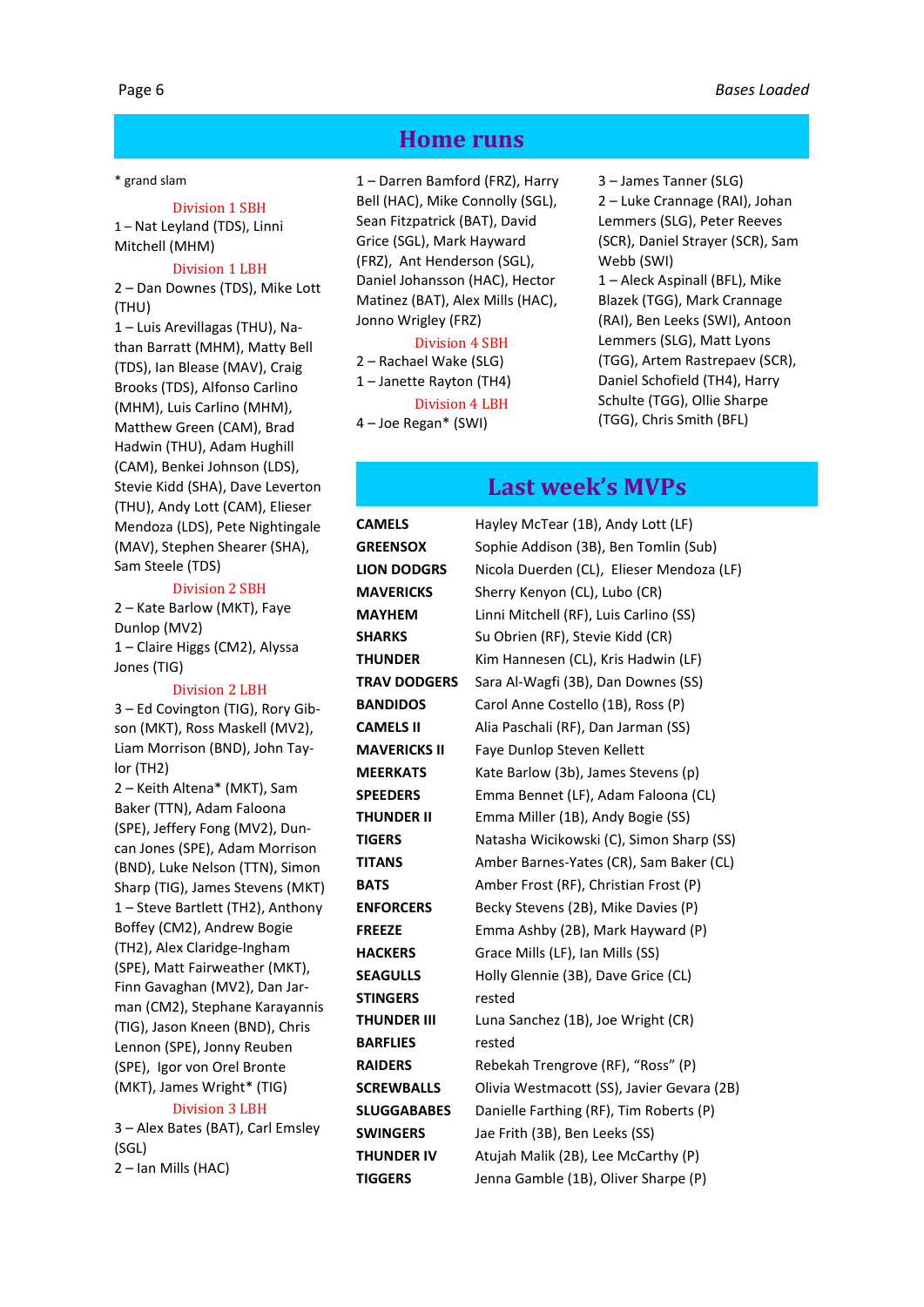# Home runs

\* grand slam

### Division 1 SBH

1 – Nat Leyland (TDS), Linni Mitchell (MHM)

### Division 1 LBH

2 – Dan Downes (TDS), Mike Lott (THU)

1 – Luis Arevillagas (THU), Nathan Barratt (MHM), Matty Bell (TDS), Ian Blease (MAV), Craig Brooks (TDS), Alfonso Carlino (MHM), Luis Carlino (MHM), Matthew Green (CAM), Brad Hadwin (THU), Adam Hughill (CAM), Benkei Johnson (LDS), Stevie Kidd (SHA), Dave Leverton (THU), Andy Lott (CAM), Elieser Mendoza (LDS), Pete Nightingale (MAV), Stephen Shearer (SHA), Sam Steele (TDS)

### Division 2 SBH

2 – Kate Barlow (MKT), Faye Dunlop (MV2)

1 – Claire Higgs (CM2), Alyssa Jones (TIG)

### Division 2 LBH

3 – Ed Covington (TIG), Rory Gibson (MKT), Ross Maskell (MV2), Liam Morrison (BND), John Taylor (TH2)

2 – Keith Altena* (MKT), Sam Baker (TTN), Adam Faloona (SPE), Jeffery Fong (MV2), Duncan Jones (SPE), Adam Morrison (BND), Luke Nelson (TTN), Simon Sharp (TIG), James Stevens (MKT)

1 – Steve Bartlett (TH2), Anthony Boffey (CM2), Andrew Bogie (TH2), Alex Claridge-Ingham (SPE), Matt Fairweather (MKT), Finn Gavaghan (MV2), Dan Jarman (CM2), Stephane Karayannis (TIG), Jason Kneen (BND), Chris Lennon (SPE), Jonny Reuben (SPE), Igor von Orel Bronte (MKT), James Wright* (TIG)

### Division 3 LBH

3 – Alex Bates (BAT), Carl Emsley (SGL)

2 – Ian Mills (HAC)

1 – Darren Bamford (FRZ), Harry Bell (HAC), Mike Connolly (SGL), Sean Fitzpatrick (BAT), David Grice (SGL), Mark Hayward (FRZ), Ant Henderson (SGL), Daniel Johansson (HAC), Hector Matinez (BAT), Alex Mills (HAC), Jonno Wrigley (FRZ)

### Division 4 SBH

2 – Rachael Wake (SLG)

1 – Janette Rayton (TH4)

### Division 4 LBH

4 – Joe Regan* (SWI)

3 – James Tanner (SLG)

2 – Luke Crannage (RAI), Johan Lemmers (SLG), Peter Reeves (SCR), Daniel Strayer (SCR), Sam Webb (SWI)

1 – Aleck Aspinall (BFL), Mike Blazek (TGG), Mark Crannage (RAI), Ben Leeks (SWI), Antoon Lemmers (SLG), Matt Lyons (TGG), Artem Rastrepaev (SCR), Daniel Schofield (TH4), Harry Schulte (TGG), Ollie Sharpe (TGG), Chris Smith (BFL)

# Last week's MVPs

| | |
|---|---|
| **CAMELS** | Hayley McTear (1B), Andy Lott (LF) |
| **GREENSOX** | Sophie Addison (3B), Ben Tomlin (Sub) |
| **LION DODGRS** | Nicola Duerden (CL), Elieser Mendoza (LF) |
| **MAVERICKS** | Sherry Kenyon (CL), Lubo (CR) |
| **MAYHEM** | Linni Mitchell (RF), Luis Carlino (SS) |
| **SHARKS** | Su Obrien (RF), Stevie Kidd (CR) |
| **THUNDER** | Kim Hannesen (CL), Kris Hadwin (LF) |
| **TRAV DODGERS** | Sara Al-Wagfi (3B), Dan Downes (SS) |
| **BANDIDOS** | Carol Anne Costello (1B), Ross (P) |
| **CAMELS II** | Alia Paschali (RF), Dan Jarman (SS) |
| **MAVERICKS II** | Faye Dunlop Steven Kellett |
| **MEERKATS** | Kate Barlow (3b), James Stevens (p) |
| **SPEEDERS** | Emma Bennet (LF), Adam Faloona (CL) |
| **THUNDER II** | Emma Miller (1B), Andy Bogie (SS) |
| **TIGERS** | Natasha Wicikowski (C), Simon Sharp (SS) |
| **TITANS** | Amber Barnes-Yates (CR), Sam Baker (CL) |
| **BATS** | Amber Frost (RF), Christian Frost (P) |
| **ENFORCERS** | Becky Stevens (2B), Mike Davies (P) |
| **FREEZE** | Emma Ashby (2B), Mark Hayward (P) |
| **HACKERS** | Grace Mills (LF), Ian Mills (SS) |
| **SEAGULLS** | Holly Glennie (3B), Dave Grice (CL) |
| **STINGERS** | rested |
| **THUNDER III** | Luna Sanchez (1B), Joe Wright (CR) |
| **BARFLIES** | rested |
| **RAIDERS** | Rebekah Trengrove (RF), "Ross" (P) |
| **SCREWBALLS** | Olivia Westmacott (SS), Javier Gevara (2B) |
| **SLUGGABABES** | Danielle Farthing (RF), Tim Roberts (P) |
| **SWINGERS** | Jae Frith (3B), Ben Leeks (SS) |
| **THUNDER IV** | Atujah Malik (2B), Lee McCarthy (P) |
| **TIGGERS** | Jenna Gamble (1B), Oliver Sharpe (P) |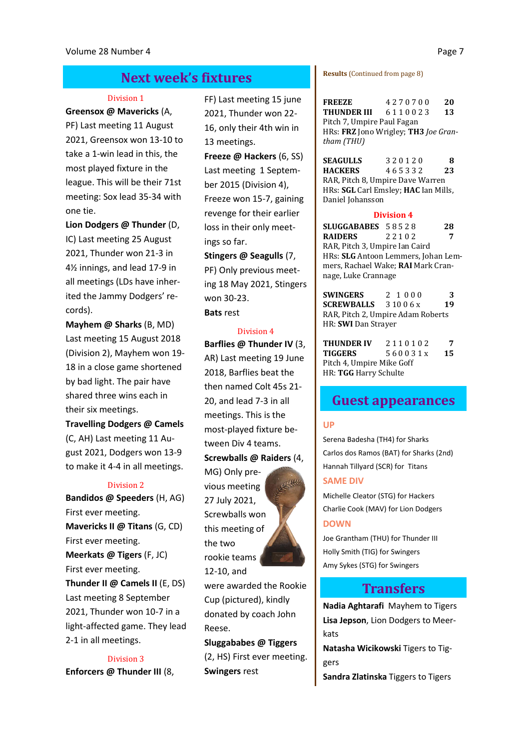## Next week's fixtures

### Division 1

**Greensox @ Mavericks** (A, PF) Last meeting 11 August 2021, Greensox won 13-10 to take a 1-win lead in this, the most played fixture in the league. This will be their 71st meeting: Sox lead 35-34 with one tie.

**Lion Dodgers @ Thunder** (D, IC) Last meeting 25 August 2021, Thunder won 21-3 in 4½ innings, and lead 17-9 in all meetings (LDs have inherited the Jammy Dodgers' records).

**Mayhem @ Sharks** (B, MD) Last meeting 15 August 2018 (Division 2), Mayhem won 19-18 in a close game shortened by bad light. The pair have shared three wins each in their six meetings.

**Travelling Dodgers @ Camels** (C, AH) Last meeting 11 August 2021, Dodgers won 13-9 to make it 4-4 in all meetings.

### Division 2

**Bandidos @ Speeders** (H, AG) First ever meeting.

**Mavericks II @ Titans** (G, CD) First ever meeting.

**Meerkats @ Tigers** (F, JC) First ever meeting.

**Thunder II @ Camels II** (E, DS) Last meeting 8 September 2021, Thunder won 10-7 in a light-affected game. They lead 2-1 in all meetings.

### Division 3

**Enforcers @ Thunder III** (8, FF) Last meeting 15 june 2021, Thunder won 22-16, only their 4th win in 13 meetings.

**Freeze @ Hackers** (6, SS) Last meeting 1 September 2015 (Division 4), Freeze won 15-7, gaining revenge for their earlier loss in their only meetings so far.

**Stingers @ Seagulls** (7, PF) Only previous meeting 18 May 2021, Stingers won 30-23.

**Bats** rest

### Division 4

**Barflies @ Thunder IV** (3, AR) Last meeting 19 June 2018, Barflies beat the then named Colt 45s 21-20, and lead 7-3 in all meetings. This is the most-played fixture between Div 4 teams.

**Screwballs @ Raiders** (4, MG) Only previous meeting 27 July 2021, Screwballs won this meeting of the two rookie teams 12-10, and were awarded the Rookie Cup (pictured), kindly donated by coach John Reese.

**Sluggababes @ Tiggers** (2, HS) First ever meeting.

**Swingers** rest

---

**Results** (Continued from page 8)

| | | |
|---|---|---|
| **FREEZE** | 4 2 7 0 7 0 0 | **20** |
| **THUNDER III** | 6 1 1 0 0 2 3 | **13** |

Pitch 7, Umpire Paul Fagan
HRs: **FRZ** Jono Wrigley; **TH3** *Joe Grantham (THU)*

| | | |
|---|---|---|
| **SEAGULLS** | 3 2 0 1 2 0 | **8** |
| **HACKERS** | 4 6 5 3 3 2 | **23** |

RAR, Pitch 8, Umpire Dave Warren
HRs: **SGL** Carl Emsley; **HAC** Ian Mills, Daniel Johansson

### Division 4

| | | |
|---|---|---|
| **SLUGGABABES** | 5 8 5 2 8 | **28** |
| **RAIDERS** | 2 2 1 0 2 | **7** |

RAR, Pitch 3, Umpire Ian Caird
HRs: **SLG** Antoon Lemmers, Johan Lemmers, Rachael Wake; **RAI** Mark Crannage, Luke Crannage

| | | |
|---|---|---|
| **SWINGERS** | 2 1 0 0 0 | **3** |
| **SCREWBALLS** | 3 10 0 6 x | **19** |

RAR, Pitch 2, Umpire Adam Roberts
HR: **SWI** Dan Strayer

| | | |
|---|---|---|
| **THUNDER IV** | 2 1 1 0 1 0 2 | **7** |
| **TIGGERS** | 5 6 0 0 3 1 x | **15** |

Pitch 4, Umpire Mike Goff
HR: **TGG** Harry Schulte

## Guest appearances

### UP

Serena Badesha (TH4) for Sharks

Carlos dos Ramos (BAT) for Sharks (2nd)

Hannah Tillyard (SCR) for Titans

### SAME DIV

Michelle Cleator (STG) for Hackers

Charlie Cook (MAV) for Lion Dodgers

### DOWN

Joe Grantham (THU) for Thunder III

Holly Smith (TIG) for Swingers

Amy Sykes (STG) for Swingers

## Transfers

**Nadia Aghtarafi** Mayhem to Tigers

**Lisa Jepson**, Lion Dodgers to Meerkats

**Natasha Wicikowski** Tigers to Tiggers

**Sandra Zlatinska** Tiggers to Tigers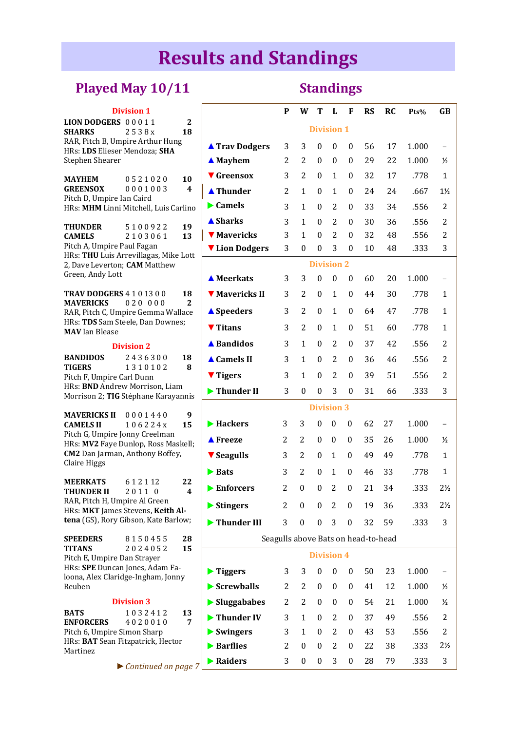# Results and Standings

## Played May 10/11

### Division 1

**LION DODGERS** 0 0 0 1 1 — 2
**SHARKS** 2 5 3 8 x — 18
RAR, Pitch B, Umpire Arthur Hung
HRs: **LDS** Elieser Mendoza; **SHA** Stephen Shearer

**MAYHEM** 0 5 2 1 0 2 0 — 10
**GREENSOX** 0 0 0 1 0 0 3 — 4
Pitch D, Umpire Ian Caird
HRs: **MHM** Linni Mitchell, Luis Carlino

**THUNDER** 5 1 0 0 9 2 2 — 19
**CAMELS** 2 1 0 3 0 6 1 — 13
Pitch A, Umpire Paul Fagan
HRs: **THU** Luis Arrevillagas, Mike Lott 2, Dave Leverton; **CAM** Matthew Green, Andy Lott

**TRAV DODGERS** 4 1 0 13 0 0 — 18
**MAVERICKS** 0 2 0 0 0 0 — 2
RAR, Pitch C, Umpire Gemma Wallace
HRs: **TDS** Sam Steele, Dan Downes; **MAV** Ian Blease

### Division 2

**BANDIDOS** 2 4 3 6 3 0 0 — 18
**TIGERS** 1 3 1 0 1 0 2 — 8
Pitch F, Umpire Carl Dunn
HRs: **BND** Andrew Morrison, Liam Morrison 2; **TIG** Stéphane Karayannis

**MAVERICKS II** 0 0 0 1 4 4 0 — 9
**CAMELS II** 1 0 6 2 2 4 x — 15
Pitch G, Umpire Jonny Creelman
HRs: **MV2** Faye Dunlop, Ross Maskell; **CM2** Dan Jarman, Anthony Boffey, Claire Higgs

**MEERKATS** 6 1 2 1 1 2 — 22
**THUNDER II** 2 0 1 1 0 — 4
RAR, Pitch H, Umpire Al Green
HRs: **MKT** James Stevens, **Keith Altena** (GS), Rory Gibson, Kate Barlow;

**SPEEDERS** 8 1 5 0 4 5 5 — 28
**TITANS** 2 0 2 4 0 5 2 — 15
Pitch E, Umpire Dan Strayer
HRs: **SPE** Duncan Jones, Adam Faloona, Alex Claridge-Ingham, Jonny Reuben

### Division 3

**BATS** 1 0 3 2 4 1 2 — 13
**ENFORCERS** 4 0 2 0 0 1 0 — 7
Pitch 6, Umpire Simon Sharp
HRs: **BAT** Sean Fitzpatrick, Hector Martinez

► *Continued on page 7*

## Standings

| | P | W | T | L | F | RS | RC | Pts% | GB |
|---|---|---|---|---|---|---|---|---|---|
| **Division 1** | | | | | | | | | |
| ▲ **Trav Dodgers** | 3 | 3 | 0 | 0 | 0 | 56 | 17 | 1.000 | – |
| ▲ **Mayhem** | 2 | 2 | 0 | 0 | 0 | 29 | 22 | 1.000 | ½ |
| ▼ **Greensox** | 3 | 2 | 0 | 1 | 0 | 32 | 17 | .778 | 1 |
| ▲ **Thunder** | 2 | 1 | 0 | 1 | 0 | 24 | 24 | .667 | 1½ |
| ▶ **Camels** | 3 | 1 | 0 | 2 | 0 | 33 | 34 | .556 | 2 |
| ▲ **Sharks** | 3 | 1 | 0 | 2 | 0 | 30 | 36 | .556 | 2 |
| ▼ **Mavericks** | 3 | 1 | 0 | 2 | 0 | 32 | 48 | .556 | 2 |
| ▼ **Lion Dodgers** | 3 | 0 | 0 | 3 | 0 | 10 | 48 | .333 | 3 |
| **Division 2** | | | | | | | | | |
| ▲ **Meerkats** | 3 | 3 | 0 | 0 | 0 | 60 | 20 | 1.000 | – |
| ▼ **Mavericks II** | 3 | 2 | 0 | 1 | 0 | 44 | 30 | .778 | 1 |
| ▲ **Speeders** | 3 | 2 | 0 | 1 | 0 | 64 | 47 | .778 | 1 |
| ▼ **Titans** | 3 | 2 | 0 | 1 | 0 | 51 | 60 | .778 | 1 |
| ▲ **Bandidos** | 3 | 1 | 0 | 2 | 0 | 37 | 42 | .556 | 2 |
| ▲ **Camels II** | 3 | 1 | 0 | 2 | 0 | 36 | 46 | .556 | 2 |
| ▼ **Tigers** | 3 | 1 | 0 | 2 | 0 | 39 | 51 | .556 | 2 |
| ▶ **Thunder II** | 3 | 0 | 0 | 3 | 0 | 31 | 66 | .333 | 3 |
| **Division 3** | | | | | | | | | |
| ▶ **Hackers** | 3 | 3 | 0 | 0 | 0 | 62 | 27 | 1.000 | – |
| ▲ **Freeze** | 2 | 2 | 0 | 0 | 0 | 35 | 26 | 1.000 | ½ |
| ▼ **Seagulls** | 3 | 2 | 0 | 1 | 0 | 49 | 49 | .778 | 1 |
| ▶ **Bats** | 3 | 2 | 0 | 1 | 0 | 46 | 33 | .778 | 1 |
| ▶ **Enforcers** | 2 | 0 | 0 | 2 | 0 | 21 | 34 | .333 | 2½ |
| ▶ **Stingers** | 2 | 0 | 0 | 2 | 0 | 19 | 36 | .333 | 2½ |
| ▶ **Thunder III** | 3 | 0 | 0 | 3 | 0 | 32 | 59 | .333 | 3 |
| Seagulls above Bats on head-to-head | | | | | | | | | |
| **Division 4** | | | | | | | | | |
| ▶ **Tiggers** | 3 | 3 | 0 | 0 | 0 | 50 | 23 | 1.000 | – |
| ▶ **Screwballs** | 2 | 2 | 0 | 0 | 0 | 41 | 12 | 1.000 | ½ |
| ▶ **Sluggababes** | 2 | 2 | 0 | 0 | 0 | 54 | 21 | 1.000 | ½ |
| ▶ **Thunder IV** | 3 | 1 | 0 | 2 | 0 | 37 | 49 | .556 | 2 |
| ▶ **Swingers** | 3 | 1 | 0 | 2 | 0 | 43 | 53 | .556 | 2 |
| ▶ **Barflies** | 2 | 0 | 0 | 2 | 0 | 22 | 38 | .333 | 2½ |
| ▶ **Raiders** | 3 | 0 | 0 | 3 | 0 | 28 | 79 | .333 | 3 |